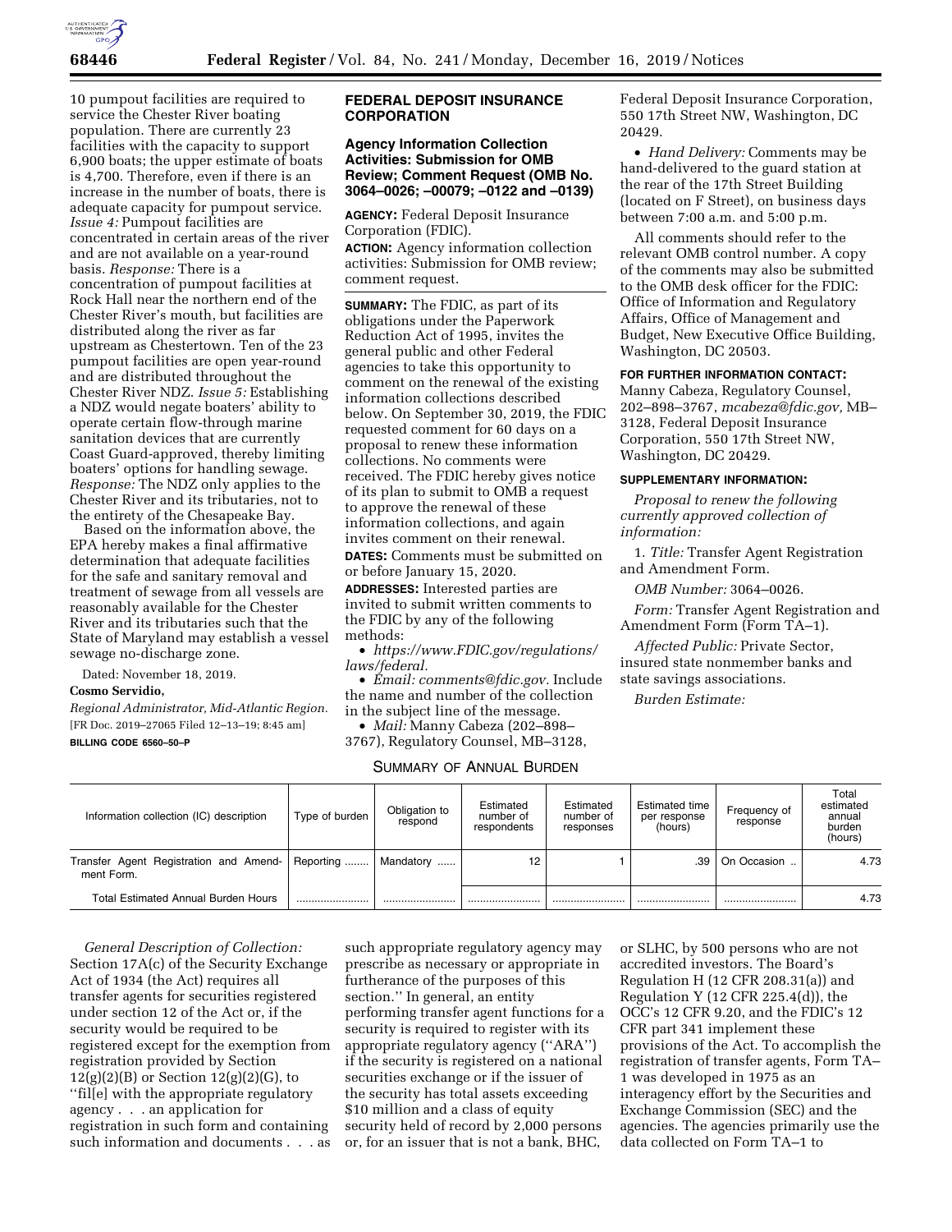10 pumpout facilities are required to service the Chester River boating population. There are currently 23 facilities with the capacity to support 6,900 boats; the upper estimate of boats is 4,700. Therefore, even if there is an increase in the number of boats, there is adequate capacity for pumpout service. *Issue 4:* Pumpout facilities are concentrated in certain areas of the river and are not available on a year-round basis. *Response:* There is a concentration of pumpout facilities at Rock Hall near the northern end of the Chester River's mouth, but facilities are distributed along the river as far upstream as Chestertown. Ten of the 23 pumpout facilities are open year-round and are distributed throughout the Chester River NDZ. *Issue 5:* Establishing a NDZ would negate boaters' ability to operate certain flow-through marine sanitation devices that are currently Coast Guard-approved, thereby limiting boaters' options for handling sewage. *Response:* The NDZ only applies to the Chester River and its tributaries, not to the entirety of the Chesapeake Bay.

Based on the information above, the EPA hereby makes a final affirmative determination that adequate facilities for the safe and sanitary removal and treatment of sewage from all vessels are reasonably available for the Chester River and its tributaries such that the State of Maryland may establish a vessel sewage no-discharge zone.

Dated: November 18, 2019.

**Cosmo Servidio,**

*Regional Administrator, Mid-Atlantic Region.*

[FR Doc. 2019–27065 Filed 12–13–19; 8:45 am]

**BILLING CODE 6560–50–P**

## FEDERAL DEPOSIT INSURANCE CORPORATION

### Agency Information Collection Activities: Submission for OMB Review; Comment Request (OMB No. 3064–0026; –00079; –0122 and –0139)

**AGENCY:** Federal Deposit Insurance Corporation (FDIC).

**ACTION:** Agency information collection activities: Submission for OMB review; comment request.

**SUMMARY:** The FDIC, as part of its obligations under the Paperwork Reduction Act of 1995, invites the general public and other Federal agencies to take this opportunity to comment on the renewal of the existing information collections described below. On September 30, 2019, the FDIC requested comment for 60 days on a proposal to renew these information collections. No comments were received. The FDIC hereby gives notice of its plan to submit to OMB a request to approve the renewal of these information collections, and again invites comment on their renewal.

**DATES:** Comments must be submitted on or before January 15, 2020.

**ADDRESSES:** Interested parties are invited to submit written comments to the FDIC by any of the following methods:

- *https://www.FDIC.gov/regulations/laws/federal.*
- *Email: comments@fdic.gov.* Include the name and number of the collection in the subject line of the message.
- *Mail:* Manny Cabeza (202–898–3767), Regulatory Counsel, MB–3128, Federal Deposit Insurance Corporation, 550 17th Street NW, Washington, DC 20429.
- *Hand Delivery:* Comments may be hand-delivered to the guard station at the rear of the 17th Street Building (located on F Street), on business days between 7:00 a.m. and 5:00 p.m.

All comments should refer to the relevant OMB control number. A copy of the comments may also be submitted to the OMB desk officer for the FDIC: Office of Information and Regulatory Affairs, Office of Management and Budget, New Executive Office Building, Washington, DC 20503.

**FOR FURTHER INFORMATION CONTACT:** Manny Cabeza, Regulatory Counsel, 202–898–3767, *mcabeza@fdic.gov,* MB–3128, Federal Deposit Insurance Corporation, 550 17th Street NW, Washington, DC 20429.

**SUPPLEMENTARY INFORMATION:**

*Proposal to renew the following currently approved collection of information:*

1. *Title:* Transfer Agent Registration and Amendment Form.

*OMB Number:* 3064–0026.

*Form:* Transfer Agent Registration and Amendment Form (Form TA–1).

*Affected Public:* Private Sector, insured state nonmember banks and state savings associations.

*Burden Estimate:*

SUMMARY OF ANNUAL BURDEN

| Information collection (IC) description | Type of burden | Obligation to respond | Estimated number of respondents | Estimated number of responses | Estimated time per response (hours) | Frequency of response | Total estimated annual burden (hours) |
|---|---|---|---|---|---|---|---|
| Transfer Agent Registration and Amendment Form. | Reporting | Mandatory | 12 | 1 | .39 | On Occasion | 4.73 |
| Total Estimated Annual Burden Hours | | | | | | | 4.73 |

*General Description of Collection:* Section 17A(c) of the Security Exchange Act of 1934 (the Act) requires all transfer agents for securities registered under section 12 of the Act or, if the security would be required to be registered except for the exemption from registration provided by Section 12(g)(2)(B) or Section 12(g)(2)(G), to "fil[e] with the appropriate regulatory agency . . . an application for registration in such form and containing such information and documents . . . as such appropriate regulatory agency may prescribe as necessary or appropriate in furtherance of the purposes of this section." In general, an entity performing transfer agent functions for a security is required to register with its appropriate regulatory agency ("ARA") if the security is registered on a national securities exchange or if the issuer of the security has total assets exceeding $10 million and a class of equity security held of record by 2,000 persons or, for an issuer that is not a bank, BHC, or SLHC, by 500 persons who are not accredited investors. The Board's Regulation H (12 CFR 208.31(a)) and Regulation Y (12 CFR 225.4(d)), the OCC's 12 CFR 9.20, and the FDIC's 12 CFR part 341 implement these provisions of the Act. To accomplish the registration of transfer agents, Form TA–1 was developed in 1975 as an interagency effort by the Securities and Exchange Commission (SEC) and the agencies. The agencies primarily use the data collected on Form TA–1 to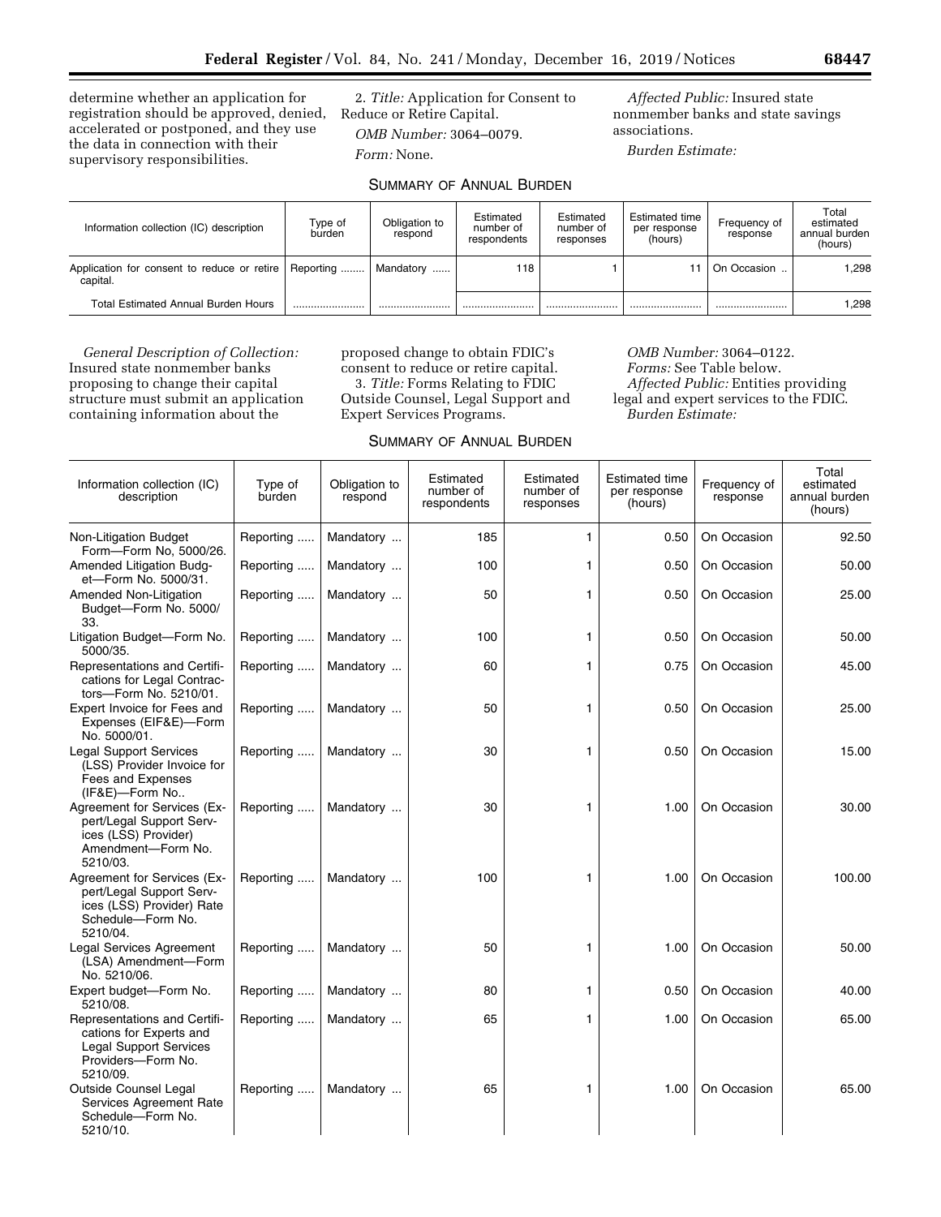determine whether an application for registration should be approved, denied, accelerated or postponed, and they use the data in connection with their supervisory responsibilities.

2. *Title:* Application for Consent to Reduce or Retire Capital.

*OMB Number:* 3064–0079.

*Form:* None.

*Affected Public:* Insured state nonmember banks and state savings associations.

*Burden Estimate:*

SUMMARY OF ANNUAL BURDEN

| Information collection (IC) description | Type of burden | Obligation to respond | Estimated number of respondents | Estimated number of responses | Estimated time per response (hours) | Frequency of response | Total estimated annual burden (hours) |
|---|---|---|---|---|---|---|---|
| Application for consent to reduce or retire capital. | Reporting | Mandatory | 118 | 1 | 11 | On Occasion | 1,298 |
| Total Estimated Annual Burden Hours | | | | | | | 1,298 |

*General Description of Collection:* Insured state nonmember banks proposing to change their capital structure must submit an application containing information about the proposed change to obtain FDIC's consent to reduce or retire capital.

3. *Title:* Forms Relating to FDIC Outside Counsel, Legal Support and Expert Services Programs.

*OMB Number:* 3064–0122.

*Forms:* See Table below.

*Affected Public:* Entities providing legal and expert services to the FDIC.

*Burden Estimate:*

SUMMARY OF ANNUAL BURDEN

| Information collection (IC) description | Type of burden | Obligation to respond | Estimated number of respondents | Estimated number of responses | Estimated time per response (hours) | Frequency of response | Total estimated annual burden (hours) |
|---|---|---|---|---|---|---|---|
| Non-Litigation Budget Form—Form No, 5000/26. | Reporting | Mandatory | 185 | 1 | 0.50 | On Occasion | 92.50 |
| Amended Litigation Budget—Form No. 5000/31. | Reporting | Mandatory | 100 | 1 | 0.50 | On Occasion | 50.00 |
| Amended Non-Litigation Budget—Form No. 5000/33. | Reporting | Mandatory | 50 | 1 | 0.50 | On Occasion | 25.00 |
| Litigation Budget—Form No. 5000/35. | Reporting | Mandatory | 100 | 1 | 0.50 | On Occasion | 50.00 |
| Representations and Certifications for Legal Contractors—Form No. 5210/01. | Reporting | Mandatory | 60 | 1 | 0.75 | On Occasion | 45.00 |
| Expert Invoice for Fees and Expenses (EIF&E)—Form No. 5000/01. | Reporting | Mandatory | 50 | 1 | 0.50 | On Occasion | 25.00 |
| Legal Support Services (LSS) Provider Invoice for Fees and Expenses (IF&E)—Form No.. | Reporting | Mandatory | 30 | 1 | 0.50 | On Occasion | 15.00 |
| Agreement for Services (Expert/Legal Support Services (LSS) Provider) Amendment—Form No. 5210/03. | Reporting | Mandatory | 30 | 1 | 1.00 | On Occasion | 30.00 |
| Agreement for Services (Expert/Legal Support Services (LSS) Provider) Rate Schedule—Form No. 5210/04. | Reporting | Mandatory | 100 | 1 | 1.00 | On Occasion | 100.00 |
| Legal Services Agreement (LSA) Amendment—Form No. 5210/06. | Reporting | Mandatory | 50 | 1 | 1.00 | On Occasion | 50.00 |
| Expert budget—Form No. 5210/08. | Reporting | Mandatory | 80 | 1 | 0.50 | On Occasion | 40.00 |
| Representations and Certifications for Experts and Legal Support Services Providers—Form No. 5210/09. | Reporting | Mandatory | 65 | 1 | 1.00 | On Occasion | 65.00 |
| Outside Counsel Legal Services Agreement Rate Schedule—Form No. 5210/10. | Reporting | Mandatory | 65 | 1 | 1.00 | On Occasion | 65.00 |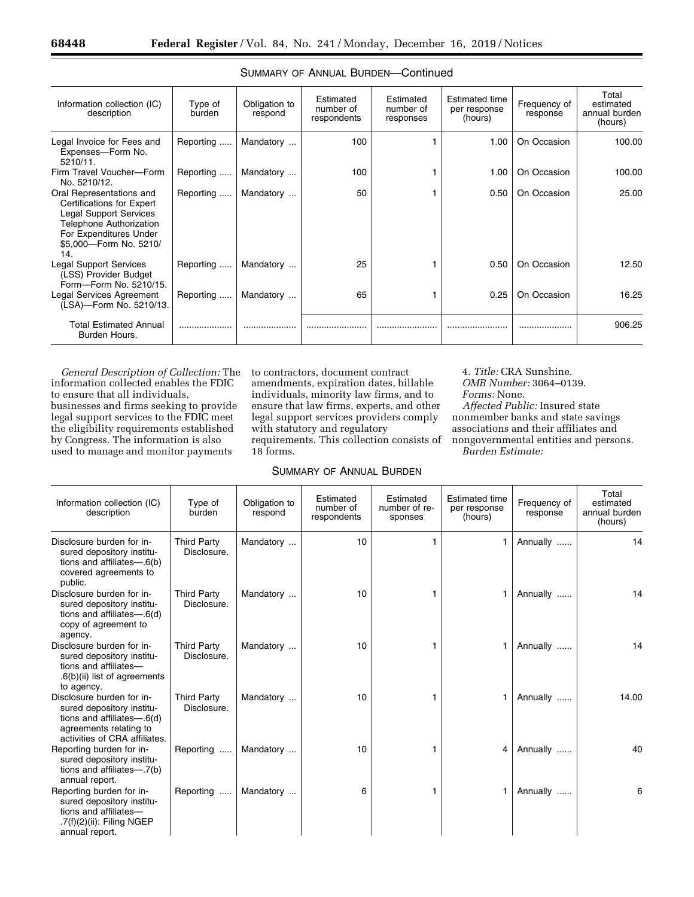SUMMARY OF ANNUAL BURDEN—Continued

| Information collection (IC) description | Type of burden | Obligation to respond | Estimated number of respondents | Estimated number of responses | Estimated time per response (hours) | Frequency of response | Total estimated annual burden (hours) |
|---|---|---|---|---|---|---|---|
| Legal Invoice for Fees and Expenses—Form No. 5210/11. | Reporting ..... | Mandatory ... | 100 | 1 | 1.00 | On Occasion | 100.00 |
| Firm Travel Voucher—Form No. 5210/12. | Reporting ..... | Mandatory ... | 100 | 1 | 1.00 | On Occasion | 100.00 |
| Oral Representations and Certifications for Expert Legal Support Services Telephone Authorization For Expenditures Under $5,000—Form No. 5210/14. | Reporting ..... | Mandatory ... | 50 | 1 | 0.50 | On Occasion | 25.00 |
| Legal Support Services (LSS) Provider Budget Form—Form No. 5210/15. | Reporting ..... | Mandatory ... | 25 | 1 | 0.50 | On Occasion | 12.50 |
| Legal Services Agreement (LSA)—Form No. 5210/13. | Reporting ..... | Mandatory ... | 65 | 1 | 0.25 | On Occasion | 16.25 |
| Total Estimated Annual Burden Hours. | .................... | .................... | ........................ | ........................ | ........................ | .................... | 906.25 |

*General Description of Collection:* The information collected enables the FDIC to ensure that all individuals, businesses and firms seeking to provide legal support services to the FDIC meet the eligibility requirements established by Congress. The information is also used to manage and monitor payments to contractors, document contract amendments, expiration dates, billable individuals, minority law firms, and to ensure that law firms, experts, and other legal support services providers comply with statutory and regulatory requirements. This collection consists of 18 forms.

4. *Title:* CRA Sunshine.
*OMB Number:* 3064–0139.
*Forms:* None.
*Affected Public:* Insured state nonmember banks and state savings associations and their affiliates and nongovernmental entities and persons.
*Burden Estimate:*

SUMMARY OF ANNUAL BURDEN

| Information collection (IC) description | Type of burden | Obligation to respond | Estimated number of respondents | Estimated number of responses | Estimated time per response (hours) | Frequency of response | Total estimated annual burden (hours) |
|---|---|---|---|---|---|---|---|
| Disclosure burden for insured depository institutions and affiliates—.6(b) covered agreements to public. | Third Party Disclosure. | Mandatory ... | 10 | 1 | 1 | Annually ...... | 14 |
| Disclosure burden for insured depository institutions and affiliates—.6(d) copy of agreement to agency. | Third Party Disclosure. | Mandatory ... | 10 | 1 | 1 | Annually ...... | 14 |
| Disclosure burden for insured depository institutions and affiliates—.6(b)(ii) list of agreements to agency. | Third Party Disclosure. | Mandatory ... | 10 | 1 | 1 | Annually ...... | 14 |
| Disclosure burden for insured depository institutions and affiliates—.6(d) agreements relating to activities of CRA affiliates. | Third Party Disclosure. | Mandatory ... | 10 | 1 | 1 | Annually ...... | 14.00 |
| Reporting burden for insured depository institutions and affiliates—.7(b) annual report. | Reporting ..... | Mandatory ... | 10 | 1 | 4 | Annually ...... | 40 |
| Reporting burden for insured depository institutions and affiliates—.7(f)(2)(ii): Filing NGEP annual report. | Reporting ..... | Mandatory ... | 6 | 1 | 1 | Annually ...... | 6 |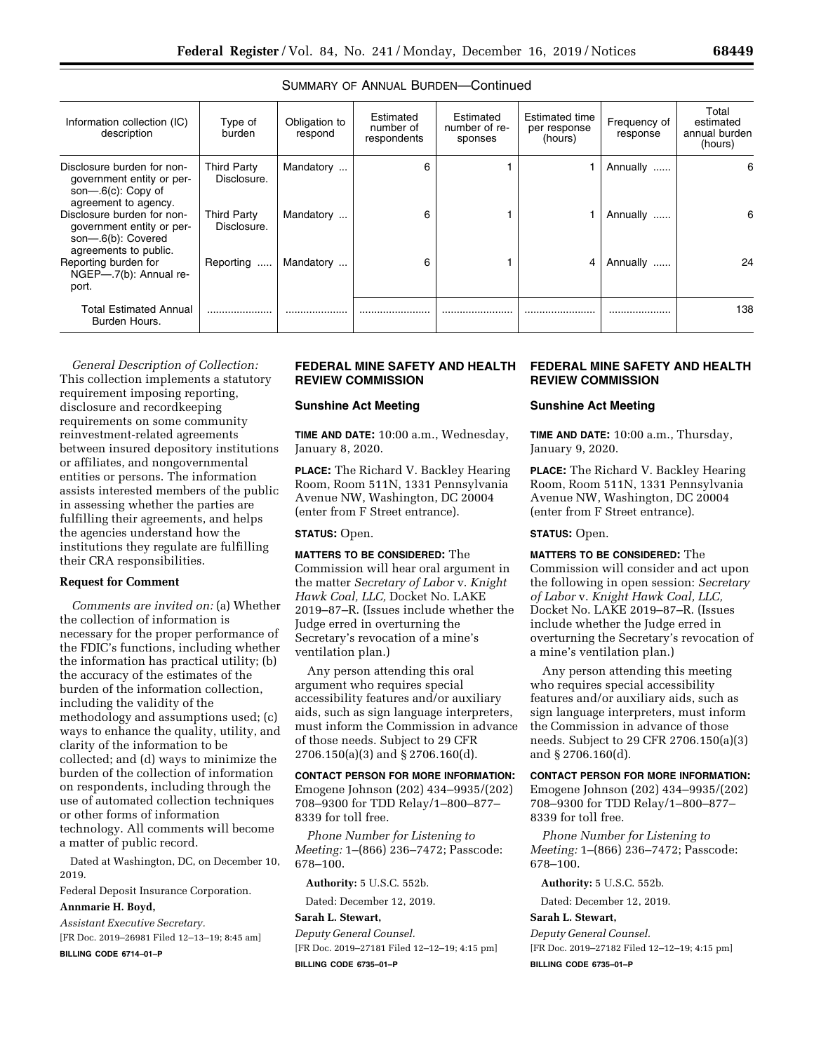SUMMARY OF ANNUAL BURDEN—Continued

| Information collection (IC) description | Type of burden | Obligation to respond | Estimated number of respondents | Estimated number of responses | Estimated time per response (hours) | Frequency of response | Total estimated annual burden (hours) |
|---|---|---|---|---|---|---|---|
| Disclosure burden for non-government entity or person—.6(c): Copy of agreement to agency. | Third Party Disclosure. | Mandatory ... | 6 | 1 | 1 | Annually ...... | 6 |
| Disclosure burden for non-government entity or person—.6(b): Covered agreements to public. | Third Party Disclosure. | Mandatory ... | 6 | 1 | 1 | Annually ...... | 6 |
| Reporting burden for NGEP—.7(b): Annual report. | Reporting ..... | Mandatory ... | 6 | 1 | 4 | Annually ...... | 24 |
| Total Estimated Annual Burden Hours. | ...................... | ..................... | ........................ | ........................ | ........................ | ..................... | 138 |

*General Description of Collection:* This collection implements a statutory requirement imposing reporting, disclosure and recordkeeping requirements on some community reinvestment-related agreements between insured depository institutions or affiliates, and nongovernmental entities or persons. The information assists interested members of the public in assessing whether the parties are fulfilling their agreements, and helps the agencies understand how the institutions they regulate are fulfilling their CRA responsibilities.

**Request for Comment**

*Comments are invited on:* (a) Whether the collection of information is necessary for the proper performance of the FDIC's functions, including whether the information has practical utility; (b) the accuracy of the estimates of the burden of the information collection, including the validity of the methodology and assumptions used; (c) ways to enhance the quality, utility, and clarity of the information to be collected; and (d) ways to minimize the burden of the collection of information on respondents, including through the use of automated collection techniques or other forms of information technology. All comments will become a matter of public record.

Dated at Washington, DC, on December 10, 2019.

Federal Deposit Insurance Corporation.

**Annmarie H. Boyd,**

*Assistant Executive Secretary.*

[FR Doc. 2019–26981 Filed 12–13–19; 8:45 am]

**BILLING CODE 6714–01–P**

## FEDERAL MINE SAFETY AND HEALTH REVIEW COMMISSION

### Sunshine Act Meeting

**TIME AND DATE:** 10:00 a.m., Wednesday, January 8, 2020.

**PLACE:** The Richard V. Backley Hearing Room, Room 511N, 1331 Pennsylvania Avenue NW, Washington, DC 20004 (enter from F Street entrance).

**STATUS:** Open.

**MATTERS TO BE CONSIDERED:** The Commission will hear oral argument in the matter *Secretary of Labor* v. *Knight Hawk Coal, LLC,* Docket No. LAKE 2019–87–R. (Issues include whether the Judge erred in overturning the Secretary's revocation of a mine's ventilation plan.)

Any person attending this oral argument who requires special accessibility features and/or auxiliary aids, such as sign language interpreters, must inform the Commission in advance of those needs. Subject to 29 CFR 2706.150(a)(3) and § 2706.160(d).

**CONTACT PERSON FOR MORE INFORMATION:** Emogene Johnson (202) 434–9935/(202) 708–9300 for TDD Relay/1–800–877–8339 for toll free.

*Phone Number for Listening to Meeting:* 1–(866) 236–7472; Passcode: 678–100.

**Authority:** 5 U.S.C. 552b.

Dated: December 12, 2019.

**Sarah L. Stewart,**

*Deputy General Counsel.*

[FR Doc. 2019–27181 Filed 12–12–19; 4:15 pm]

**BILLING CODE 6735–01–P**

## FEDERAL MINE SAFETY AND HEALTH REVIEW COMMISSION

### Sunshine Act Meeting

**TIME AND DATE:** 10:00 a.m., Thursday, January 9, 2020.

**PLACE:** The Richard V. Backley Hearing Room, Room 511N, 1331 Pennsylvania Avenue NW, Washington, DC 20004 (enter from F Street entrance).

**STATUS:** Open.

**MATTERS TO BE CONSIDERED:** The Commission will consider and act upon the following in open session: *Secretary of Labor* v. *Knight Hawk Coal, LLC,* Docket No. LAKE 2019–87–R. (Issues include whether the Judge erred in overturning the Secretary's revocation of a mine's ventilation plan.)

Any person attending this meeting who requires special accessibility features and/or auxiliary aids, such as sign language interpreters, must inform the Commission in advance of those needs. Subject to 29 CFR 2706.150(a)(3) and § 2706.160(d).

**CONTACT PERSON FOR MORE INFORMATION:** Emogene Johnson (202) 434–9935/(202) 708–9300 for TDD Relay/1–800–877–8339 for toll free.

*Phone Number for Listening to Meeting:* 1–(866) 236–7472; Passcode: 678–100.

**Authority:** 5 U.S.C. 552b.

Dated: December 12, 2019.

**Sarah L. Stewart,**

*Deputy General Counsel.*

[FR Doc. 2019–27182 Filed 12–12–19; 4:15 pm]

**BILLING CODE 6735–01–P**